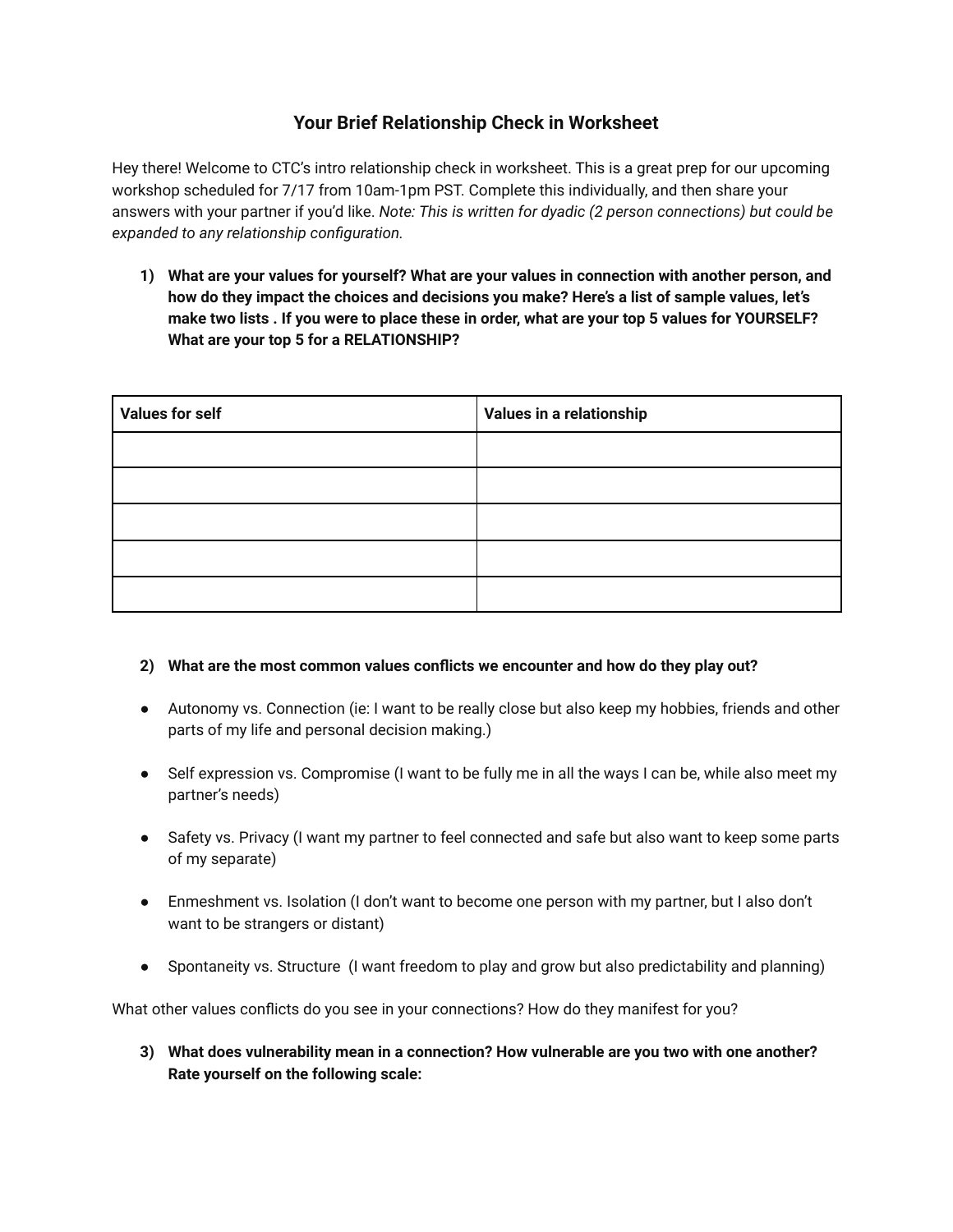# Your Brief Relationship Check in Worksheet

Hey there! Welcome to CTC's intro relationship check in worksheet. This is a great prep for our upcoming workshop scheduled for 7/17 from 10am-1pm PST. Complete this individually, and then share your answers with your partner if you'd like. *Note: This is written for dyadic (2 person connections) but could be expanded to any relationship configuration.*

1) **What are your values for yourself? What are your values in connection with another person, and how do they impact the choices and decisions you make? Here's a list of sample values, let's make two lists . If you were to place these in order, what are your top 5 values for YOURSELF? What are your top 5 for a RELATIONSHIP?**

| Values for self | Values in a relationship |
|---|---|
| | |
| | |
| | |
| | |
| | |

2) **What are the most common values conflicts we encounter and how do they play out?**

- Autonomy vs. Connection (ie: I want to be really close but also keep my hobbies, friends and other parts of my life and personal decision making.)
- Self expression vs. Compromise (I want to be fully me in all the ways I can be, while also meet my partner's needs)
- Safety vs. Privacy (I want my partner to feel connected and safe but also want to keep some parts of my separate)
- Enmeshment vs. Isolation (I don't want to become one person with my partner, but I also don't want to be strangers or distant)
- Spontaneity vs. Structure (I want freedom to play and grow but also predictability and planning)

What other values conflicts do you see in your connections? How do they manifest for you?

3) **What does vulnerability mean in a connection? How vulnerable are you two with one another? Rate yourself on the following scale:**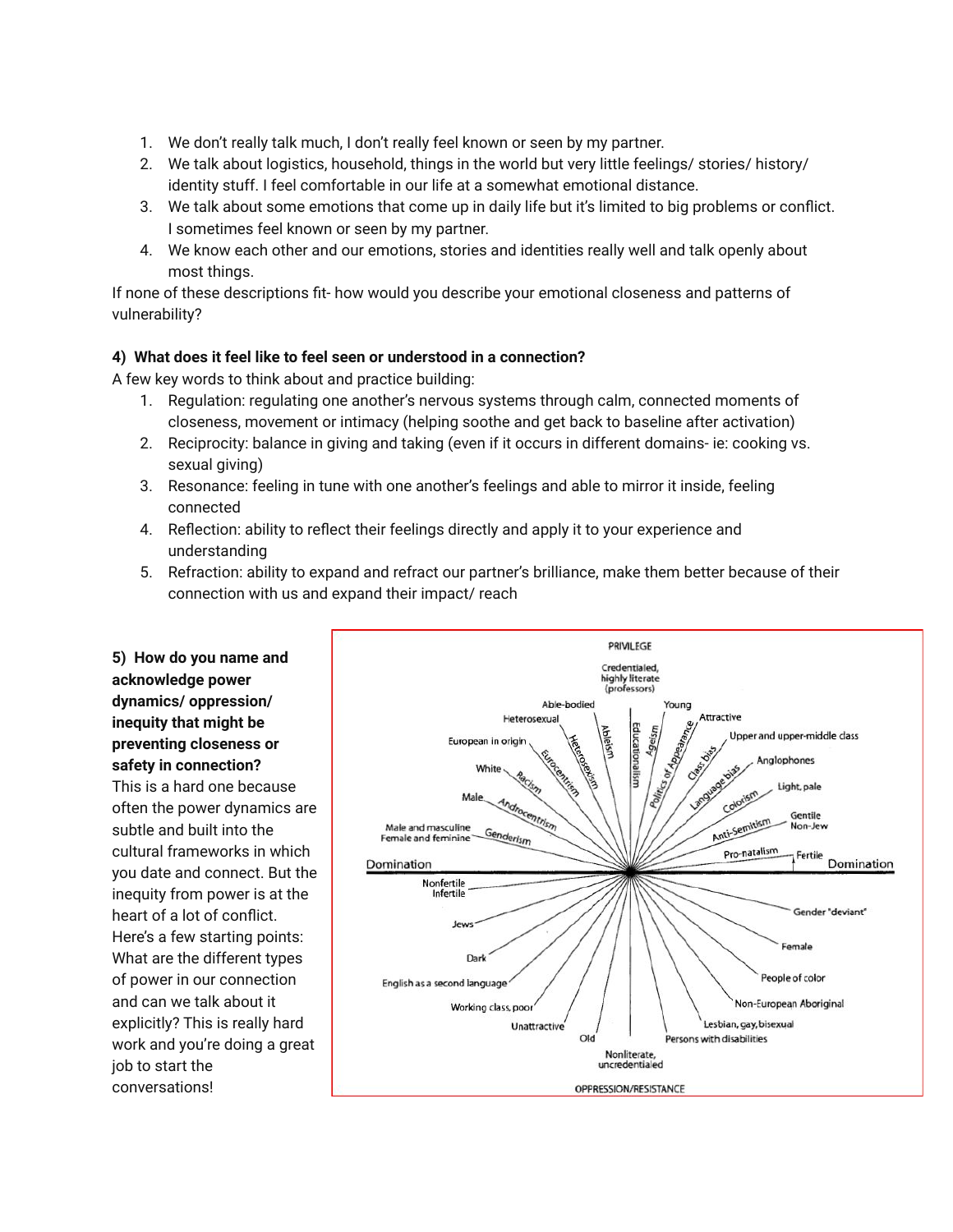1. We don't really talk much, I don't really feel known or seen by my partner.
2. We talk about logistics, household, things in the world but very little feelings/ stories/ history/ identity stuff. I feel comfortable in our life at a somewhat emotional distance.
3. We talk about some emotions that come up in daily life but it's limited to big problems or conflict. I sometimes feel known or seen by my partner.
4. We know each other and our emotions, stories and identities really well and talk openly about most things.

If none of these descriptions fit- how would you describe your emotional closeness and patterns of vulnerability?

**4) What does it feel like to feel seen or understood in a connection?**

A few key words to think about and practice building:

1. Regulation: regulating one another's nervous systems through calm, connected moments of closeness, movement or intimacy (helping soothe and get back to baseline after activation)
2. Reciprocity: balance in giving and taking (even if it occurs in different domains- ie: cooking vs. sexual giving)
3. Resonance: feeling in tune with one another's feelings and able to mirror it inside, feeling connected
4. Reflection: ability to reflect their feelings directly and apply it to your experience and understanding
5. Refraction: ability to expand and refract our partner's brilliance, make them better because of their connection with us and expand their impact/ reach

**5) How do you name and acknowledge power dynamics/ oppression/ inequity that might be preventing closeness or safety in connection?**

This is a hard one because often the power dynamics are subtle and built into the cultural frameworks in which you date and connect. But the inequity from power is at the heart of a lot of conflict. Here's a few starting points: What are the different types of power in our connection and can we talk about it explicitly? This is really hard work and you're doing a great job to start the conversations!

PRIVILEGE

Credentialed, highly literate (professors)

Able-bodied

Young

Heterosexual

Attractive

European in origin

Upper and upper-middle class

White

Anglophones

Male

Light, pale

Gentile Non-Jew

Male and masculine Female and feminine

Fertile

Eurocentrism

Heterosexism

Ableism

Educationalism

Ageism

Politics of Appearance

Class bias

Language bias

Colorism

Anti-Semitism

Pro-natalism

Racism

Androcentrism

Genderism

Domination

Domination

Nonfertile Infertile

Gender "deviant"

Jews

Female

Dark

People of color

English as a second language

Non-European Aboriginal

Working class, poor

Lesbian, gay, bisexual

Unattractive

Old

Persons with disabilities

Nonliterate, uncredentialed

OPPRESSION/RESISTANCE